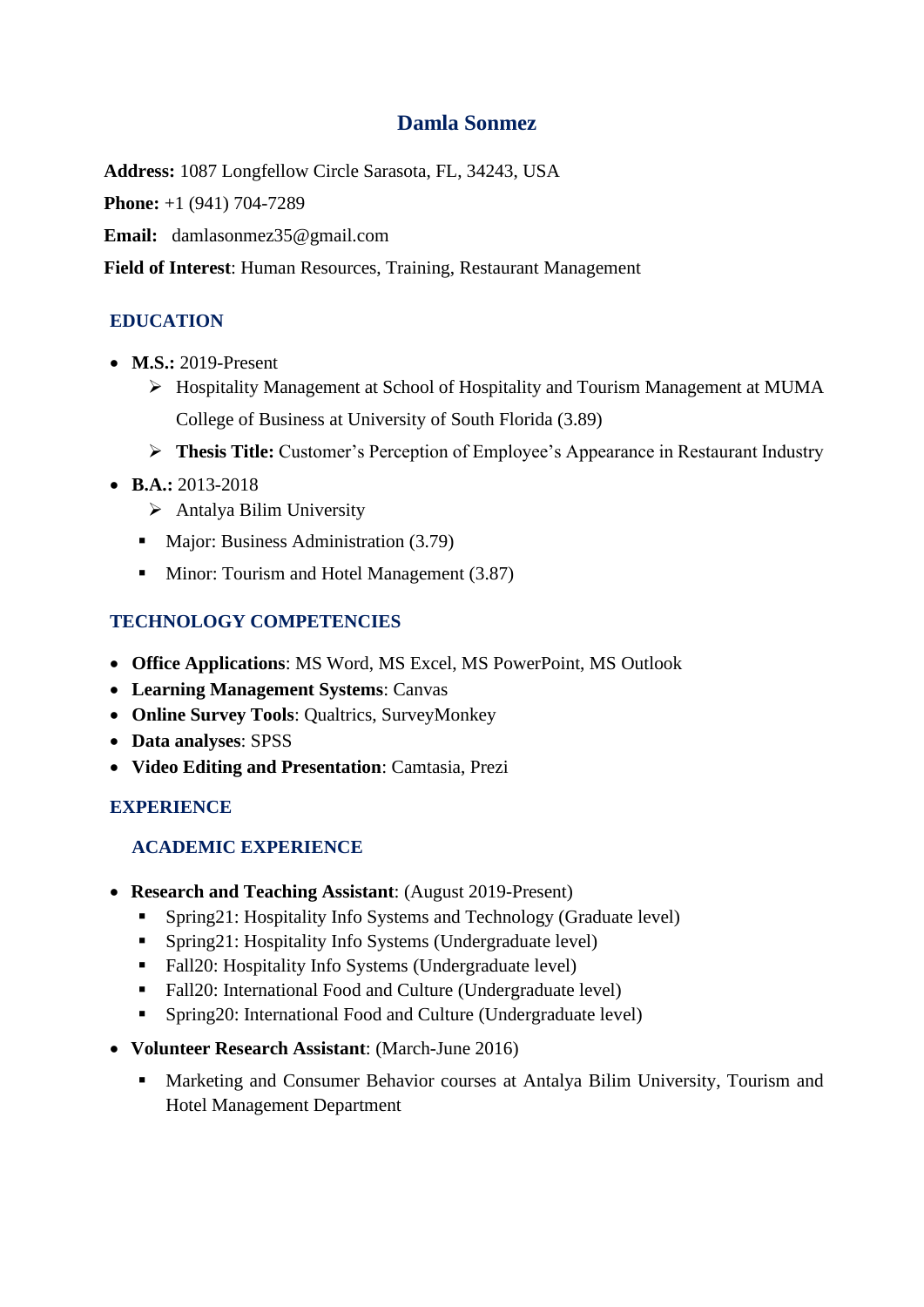# Damla Sonmez

**Address:** 1087 Longfellow Circle Sarasota, FL, 34243, USA

**Phone:** +1 (941) 704-7289

**Email:** damlasonmez35@gmail.com

**Field of Interest**: Human Resources, Training, Restaurant Management

## EDUCATION

- **M.S.:** 2019-Present
  - Hospitality Management at School of Hospitality and Tourism Management at MUMA College of Business at University of South Florida (3.89)
  - **Thesis Title:** Customer's Perception of Employee's Appearance in Restaurant Industry
- **B.A.:** 2013-2018
  - Antalya Bilim University
  - Major: Business Administration (3.79)
  - Minor: Tourism and Hotel Management (3.87)

## TECHNOLOGY COMPETENCIES

- **Office Applications**: MS Word, MS Excel, MS PowerPoint, MS Outlook
- **Learning Management Systems**: Canvas
- **Online Survey Tools**: Qualtrics, SurveyMonkey
- **Data analyses**: SPSS
- **Video Editing and Presentation**: Camtasia, Prezi

## EXPERIENCE

### ACADEMIC EXPERIENCE

- **Research and Teaching Assistant**: (August 2019-Present)
  - Spring21: Hospitality Info Systems and Technology (Graduate level)
  - Spring21: Hospitality Info Systems (Undergraduate level)
  - Fall20: Hospitality Info Systems (Undergraduate level)
  - Fall20: International Food and Culture (Undergraduate level)
  - Spring20: International Food and Culture (Undergraduate level)
- **Volunteer Research Assistant**: (March-June 2016)
  - Marketing and Consumer Behavior courses at Antalya Bilim University, Tourism and Hotel Management Department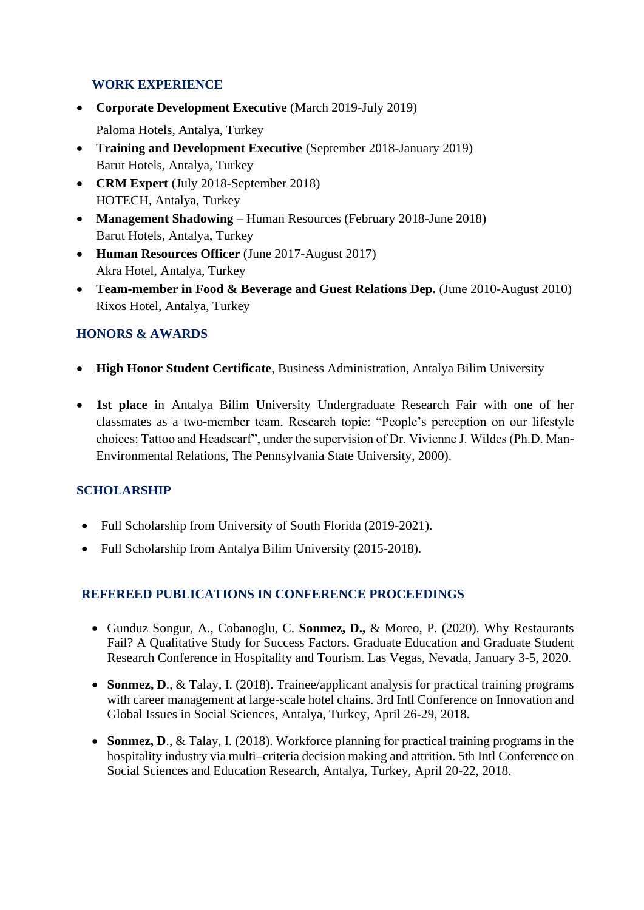## WORK EXPERIENCE

- **Corporate Development Executive** (March 2019-July 2019)
  Paloma Hotels, Antalya, Turkey
- **Training and Development Executive** (September 2018-January 2019)
  Barut Hotels, Antalya, Turkey
- **CRM Expert** (July 2018-September 2018)
  HOTECH, Antalya, Turkey
- **Management Shadowing** – Human Resources (February 2018-June 2018)
  Barut Hotels, Antalya, Turkey
- **Human Resources Officer** (June 2017-August 2017)
  Akra Hotel, Antalya, Turkey
- **Team-member in Food & Beverage and Guest Relations Dep.** (June 2010-August 2010)
  Rixos Hotel, Antalya, Turkey

## HONORS & AWARDS

- **High Honor Student Certificate**, Business Administration, Antalya Bilim University
- **1st place** in Antalya Bilim University Undergraduate Research Fair with one of her classmates as a two-member team. Research topic: "People's perception on our lifestyle choices: Tattoo and Headscarf", under the supervision of Dr. Vivienne J. Wildes (Ph.D. Man-Environmental Relations, The Pennsylvania State University, 2000).

## SCHOLARSHIP

- Full Scholarship from University of South Florida (2019-2021).
- Full Scholarship from Antalya Bilim University (2015-2018).

## REFEREED PUBLICATIONS IN CONFERENCE PROCEEDINGS

- Gunduz Songur, A., Cobanoglu, C. **Sonmez, D.,** & Moreo, P. (2020). Why Restaurants Fail? A Qualitative Study for Success Factors. Graduate Education and Graduate Student Research Conference in Hospitality and Tourism. Las Vegas, Nevada, January 3-5, 2020.
- **Sonmez, D**., & Talay, I. (2018). Trainee/applicant analysis for practical training programs with career management at large-scale hotel chains. 3rd Intl Conference on Innovation and Global Issues in Social Sciences, Antalya, Turkey, April 26-29, 2018.
- **Sonmez, D**., & Talay, I. (2018). Workforce planning for practical training programs in the hospitality industry via multi–criteria decision making and attrition. 5th Intl Conference on Social Sciences and Education Research, Antalya, Turkey, April 20-22, 2018.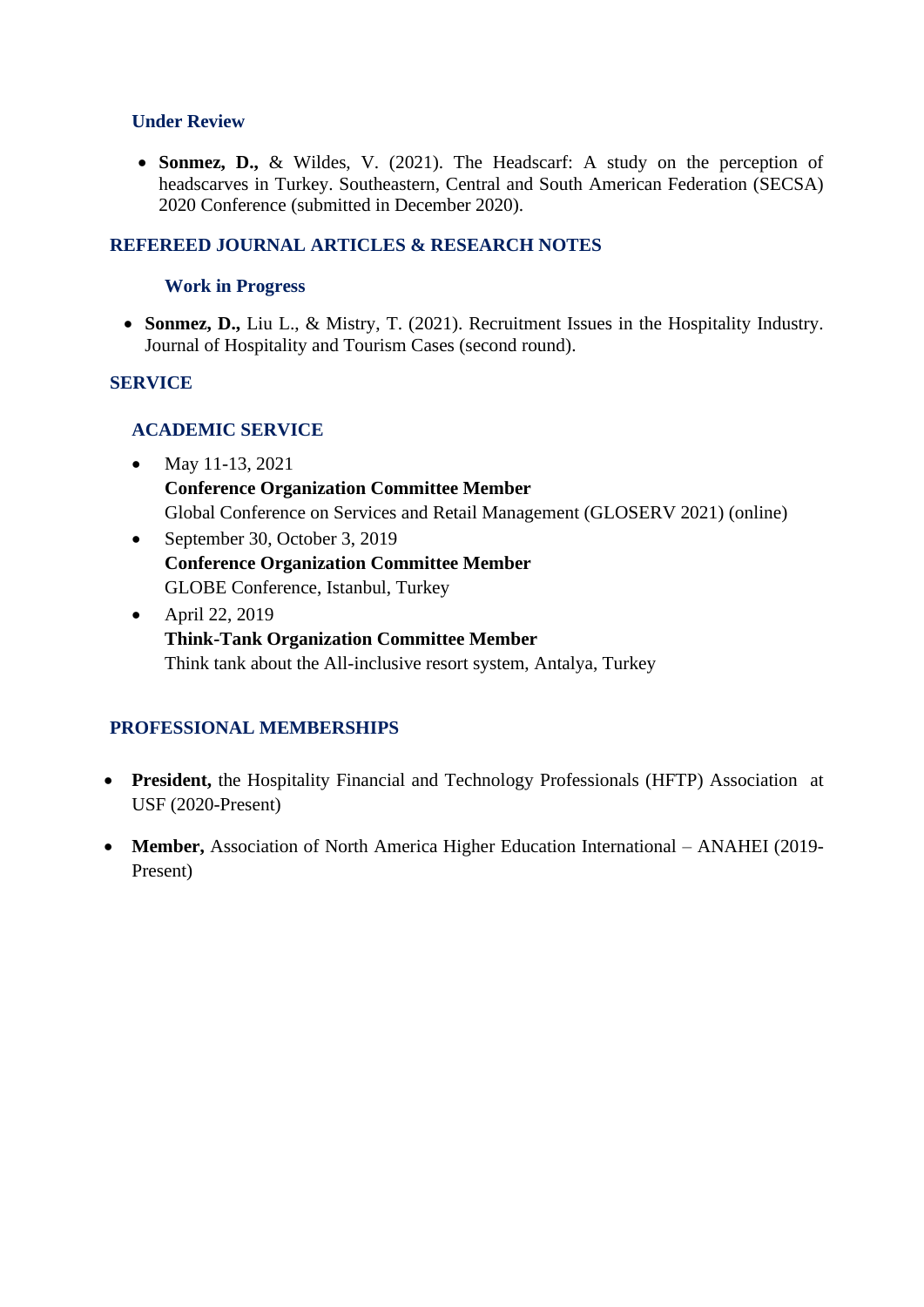### Under Review

- **Sonmez, D.,** & Wildes, V. (2021). The Headscarf: A study on the perception of headscarves in Turkey. Southeastern, Central and South American Federation (SECSA) 2020 Conference (submitted in December 2020).

## REFEREED JOURNAL ARTICLES & RESEARCH NOTES

### Work in Progress

- **Sonmez, D.,** Liu L., & Mistry, T. (2021). Recruitment Issues in the Hospitality Industry. Journal of Hospitality and Tourism Cases (second round).

## SERVICE

### ACADEMIC SERVICE

- May 11-13, 2021
  **Conference Organization Committee Member**
  Global Conference on Services and Retail Management (GLOSERV 2021) (online)
- September 30, October 3, 2019
  **Conference Organization Committee Member**
  GLOBE Conference, Istanbul, Turkey
- April 22, 2019
  **Think-Tank Organization Committee Member**
  Think tank about the All-inclusive resort system, Antalya, Turkey

## PROFESSIONAL MEMBERSHIPS

- **President,** the Hospitality Financial and Technology Professionals (HFTP) Association at USF (2020-Present)

- **Member,** Association of North America Higher Education International – ANAHEI (2019-Present)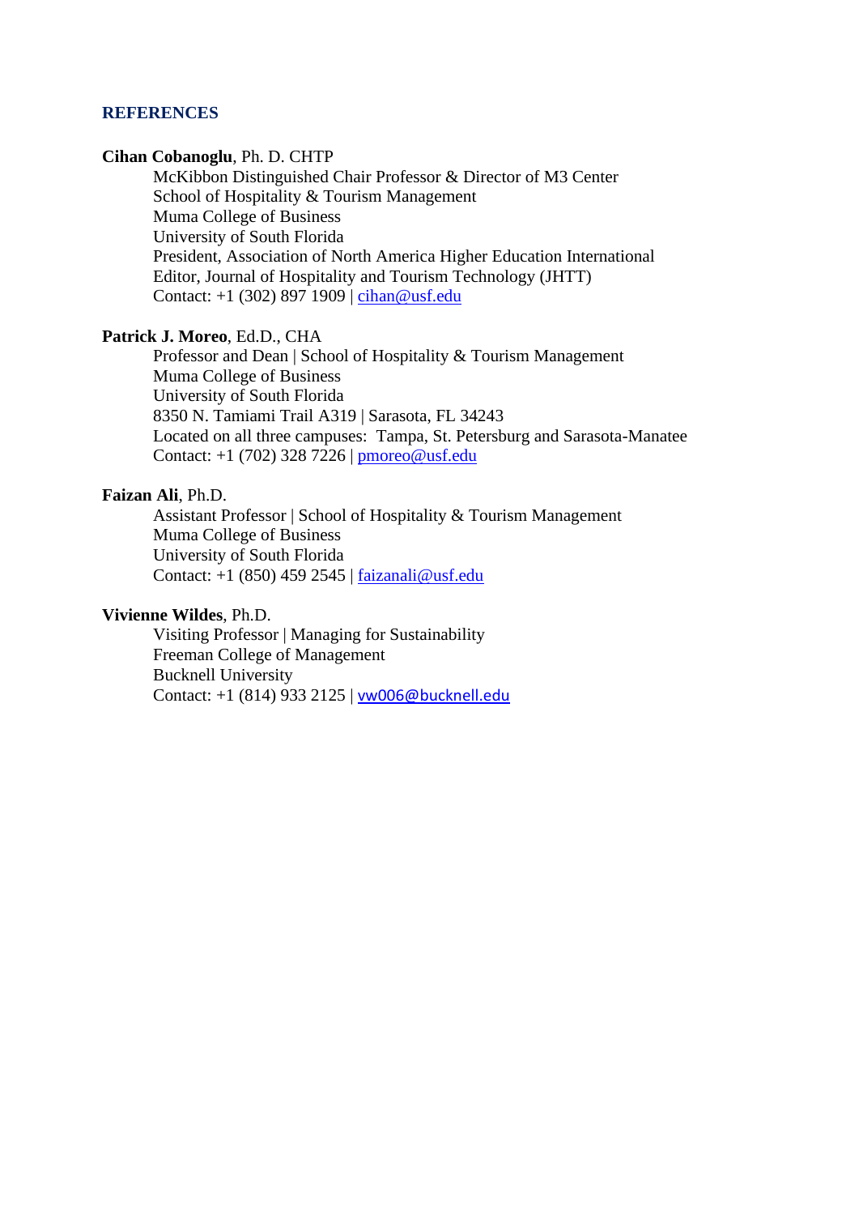## REFERENCES

**Cihan Cobanoglu**, Ph. D. CHTP

McKibbon Distinguished Chair Professor & Director of M3 Center
School of Hospitality & Tourism Management
Muma College of Business
University of South Florida
President, Association of North America Higher Education International
Editor, Journal of Hospitality and Tourism Technology (JHTT)
Contact: +1 (302) 897 1909 | cihan@usf.edu

**Patrick J. Moreo**, Ed.D., CHA

Professor and Dean | School of Hospitality & Tourism Management
Muma College of Business
University of South Florida
8350 N. Tamiami Trail A319 | Sarasota, FL 34243
Located on all three campuses: Tampa, St. Petersburg and Sarasota-Manatee
Contact: +1 (702) 328 7226 | pmoreo@usf.edu

**Faizan Ali**, Ph.D.

Assistant Professor | School of Hospitality & Tourism Management
Muma College of Business
University of South Florida
Contact: +1 (850) 459 2545 | faizanali@usf.edu

**Vivienne Wildes**, Ph.D.

Visiting Professor | Managing for Sustainability
Freeman College of Management
Bucknell University
Contact: +1 (814) 933 2125 | vw006@bucknell.edu